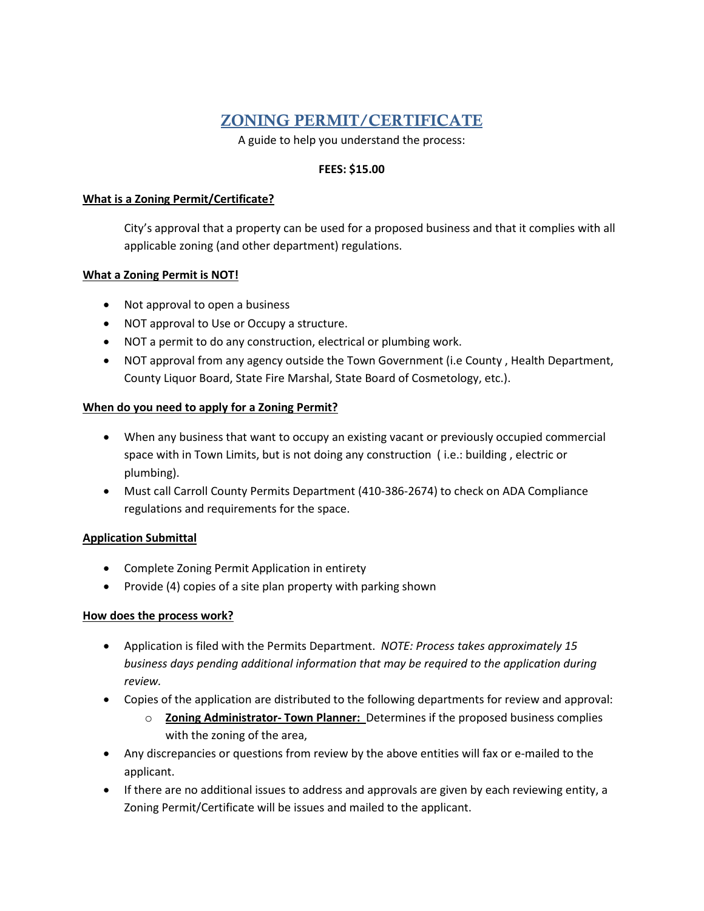# ZONING PERMIT/CERTIFICATE

A guide to help you understand the process:

**FEES: $15.00**

**What is a Zoning Permit/Certificate?**

City's approval that a property can be used for a proposed business and that it complies with all applicable zoning (and other department) regulations.

**What a Zoning Permit is NOT!**

- Not approval to open a business
- NOT approval to Use or Occupy a structure.
- NOT a permit to do any construction, electrical or plumbing work.
- NOT approval from any agency outside the Town Government (i.e County , Health Department, County Liquor Board, State Fire Marshal, State Board of Cosmetology, etc.).

**When do you need to apply for a Zoning Permit?**

- When any business that want to occupy an existing vacant or previously occupied commercial space with in Town Limits, but is not doing any construction ( i.e.: building , electric or plumbing).
- Must call Carroll County Permits Department (410-386-2674) to check on ADA Compliance regulations and requirements for the space.

**Application Submittal**

- Complete Zoning Permit Application in entirety
- Provide (4) copies of a site plan property with parking shown

**How does the process work?**

- Application is filed with the Permits Department. *NOTE: Process takes approximately 15 business days pending additional information that may be required to the application during review.*
- Copies of the application are distributed to the following departments for review and approval:
  - **Zoning Administrator- Town Planner:** Determines if the proposed business complies with the zoning of the area,
- Any discrepancies or questions from review by the above entities will fax or e-mailed to the applicant.
- If there are no additional issues to address and approvals are given by each reviewing entity, a Zoning Permit/Certificate will be issues and mailed to the applicant.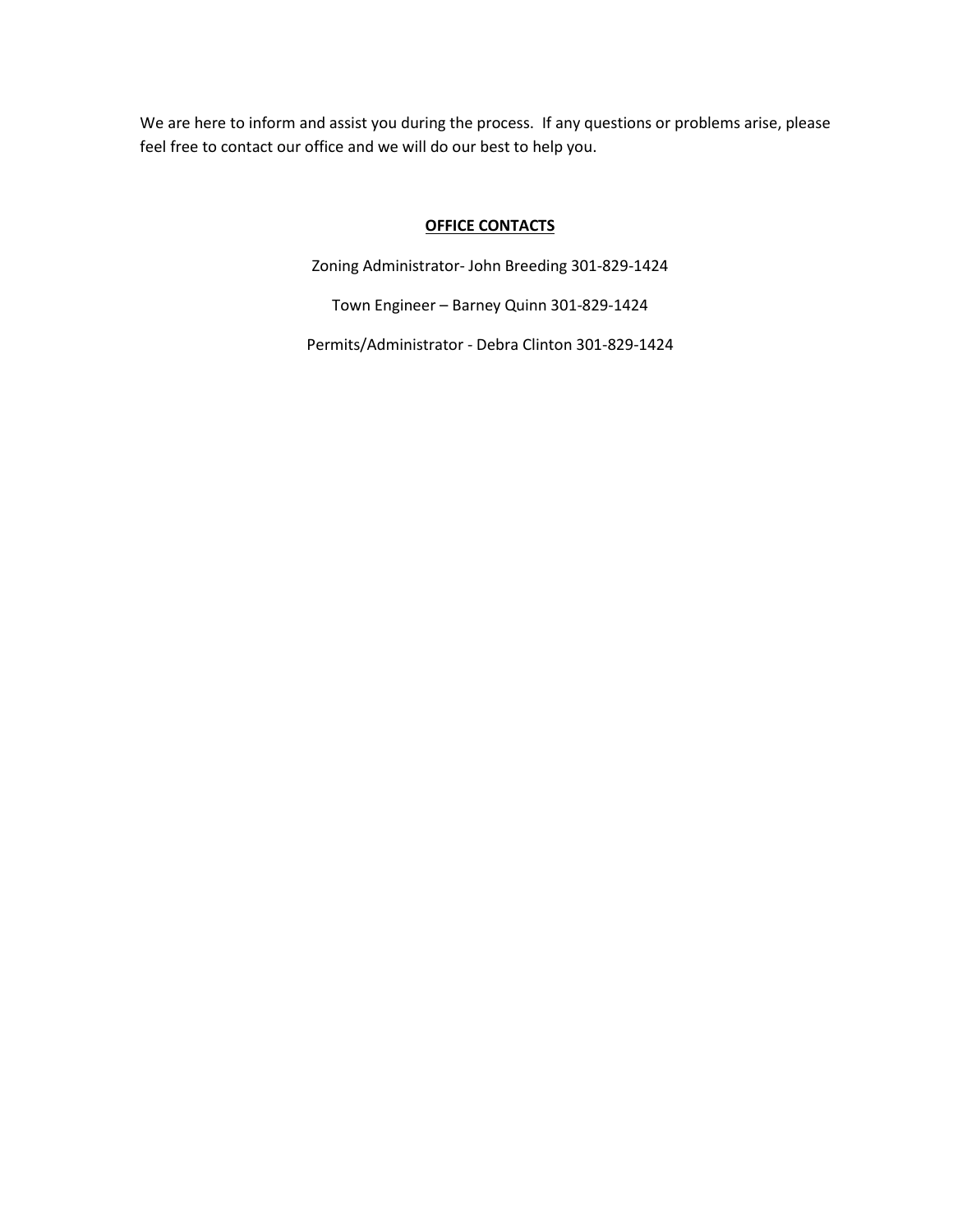We are here to inform and assist you during the process. If any questions or problems arise, please feel free to contact our office and we will do our best to help you.

**OFFICE CONTACTS**

Zoning Administrator- John Breeding 301-829-1424

Town Engineer – Barney Quinn 301-829-1424

Permits/Administrator - Debra Clinton 301-829-1424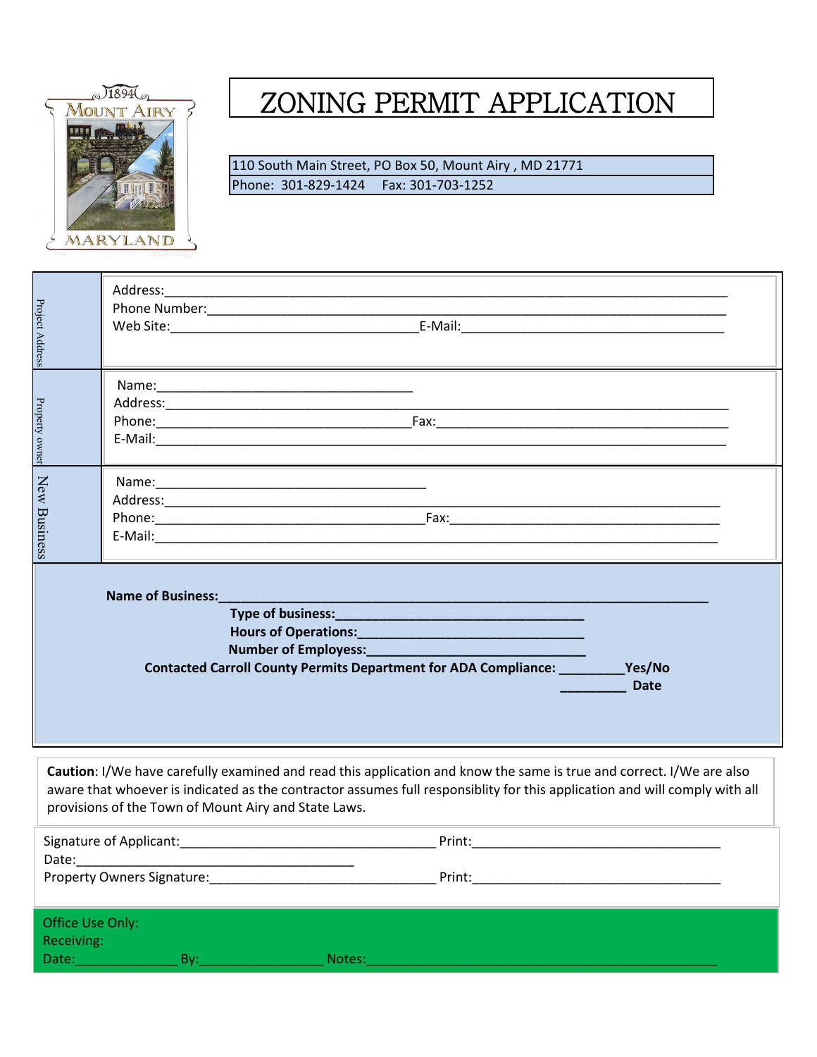1894 MOUNT AIRY MARYLAND

# ZONING PERMIT APPLICATION

110 South Main Street, PO Box 50, Mount Airy , MD 21771
Phone: 301-829-1424 Fax: 301-703-1252

**Project Address**

Address:\_\_\_\_\_\_\_\_\_\_\_\_\_\_\_\_\_\_\_\_\_\_\_\_\_\_\_\_\_\_\_\_\_\_\_\_\_\_\_\_\_\_\_\_\_\_\_\_\_\_\_\_\_\_\_\_\_\_\_\_\_\_\_\_\_\_\_\_\_\_\_\_\_\_\_\_

Phone Number:\_\_\_\_\_\_\_\_\_\_\_\_\_\_\_\_\_\_\_\_\_\_\_\_\_\_\_\_\_\_\_\_\_\_\_\_\_\_\_\_\_\_\_\_\_\_\_\_\_\_\_\_\_\_\_\_\_\_\_\_\_\_\_\_\_\_\_\_\_\_

Web Site:\_\_\_\_\_\_\_\_\_\_\_\_\_\_\_\_\_\_\_\_\_\_\_\_\_\_\_\_\_\_\_\_\_\_\_\_E-Mail:\_\_\_\_\_\_\_\_\_\_\_\_\_\_\_\_\_\_\_\_\_\_\_\_\_\_\_\_\_\_\_\_\_\_\_\_\_\_

**Property owner**

Name:\_\_\_\_\_\_\_\_\_\_\_\_\_\_\_\_\_\_\_\_\_\_\_\_\_\_\_\_\_\_\_\_\_\_\_\_\_

Address:\_\_\_\_\_\_\_\_\_\_\_\_\_\_\_\_\_\_\_\_\_\_\_\_\_\_\_\_\_\_\_\_\_\_\_\_\_\_\_\_\_\_\_\_\_\_\_\_\_\_\_\_\_\_\_\_\_\_\_\_\_\_\_\_\_\_\_\_\_\_\_\_\_\_\_\_\_\_\_

Phone:\_\_\_\_\_\_\_\_\_\_\_\_\_\_\_\_\_\_\_\_\_\_\_\_\_\_\_\_\_\_\_\_\_\_\_\_\_\_Fax:\_\_\_\_\_\_\_\_\_\_\_\_\_\_\_\_\_\_\_\_\_\_\_\_\_\_\_\_\_\_\_\_\_\_\_\_\_\_\_\_\_\_\_

E-Mail:\_\_\_\_\_\_\_\_\_\_\_\_\_\_\_\_\_\_\_\_\_\_\_\_\_\_\_\_\_\_\_\_\_\_\_\_\_\_\_\_\_\_\_\_\_\_\_\_\_\_\_\_\_\_\_\_\_\_\_\_\_\_\_\_\_\_\_\_\_\_\_\_\_\_\_\_\_\_\_\_

**New Business**

Name:\_\_\_\_\_\_\_\_\_\_\_\_\_\_\_\_\_\_\_\_\_\_\_\_\_\_\_\_\_\_\_\_\_\_\_\_\_\_\_\_

Address:\_\_\_\_\_\_\_\_\_\_\_\_\_\_\_\_\_\_\_\_\_\_\_\_\_\_\_\_\_\_\_\_\_\_\_\_\_\_\_\_\_\_\_\_\_\_\_\_\_\_\_\_\_\_\_\_\_\_\_\_\_\_\_\_\_\_\_\_\_\_\_\_\_\_\_\_\_\_

Phone:\_\_\_\_\_\_\_\_\_\_\_\_\_\_\_\_\_\_\_\_\_\_\_\_\_\_\_\_\_\_\_\_\_\_\_\_\_\_\_\_Fax:\_\_\_\_\_\_\_\_\_\_\_\_\_\_\_\_\_\_\_\_\_\_\_\_\_\_\_\_\_\_\_\_\_\_\_\_\_\_\_\_

E-Mail:\_\_\_\_\_\_\_\_\_\_\_\_\_\_\_\_\_\_\_\_\_\_\_\_\_\_\_\_\_\_\_\_\_\_\_\_\_\_\_\_\_\_\_\_\_\_\_\_\_\_\_\_\_\_\_\_\_\_\_\_\_\_\_\_\_\_\_\_\_\_\_\_\_\_\_\_\_\_\_

**Name of Business:**\_\_\_\_\_\_\_\_\_\_\_\_\_\_\_\_\_\_\_\_\_\_\_\_\_\_\_\_\_\_\_\_\_\_\_\_\_\_\_\_\_\_\_\_\_\_\_\_\_\_\_\_\_\_\_\_\_\_\_\_\_\_\_\_\_\_\_\_\_

**Type of business:**\_\_\_\_\_\_\_\_\_\_\_\_\_\_\_\_\_\_\_\_\_\_\_\_\_\_\_\_\_\_\_\_\_\_\_

**Hours of Operations:**\_\_\_\_\_\_\_\_\_\_\_\_\_\_\_\_\_\_\_\_\_\_\_\_\_\_\_\_\_\_\_\_

**Number of Employess:**\_\_\_\_\_\_\_\_\_\_\_\_\_\_\_\_\_\_\_\_\_\_\_\_\_\_\_\_\_\_\_

**Contacted Carroll County Permits Department for ADA Compliance:** \_\_\_\_\_\_\_\_\_**Yes/No**

\_\_\_\_\_\_\_\_\_ **Date**

**Caution**: I/We have carefully examined and read this application and know the same is true and correct. I/We are also aware that whoever is indicated as the contractor assumes full responsiblity for this application and will comply with all provisions of the Town of Mount Airy and State Laws.

Signature of Applicant:\_\_\_\_\_\_\_\_\_\_\_\_\_\_\_\_\_\_\_\_\_\_\_\_\_\_\_\_\_\_\_\_\_\_\_\_ Print:\_\_\_\_\_\_\_\_\_\_\_\_\_\_\_\_\_\_\_\_\_\_\_\_\_\_\_\_\_\_\_\_\_\_\_\_

Date:\_\_\_\_\_\_\_\_\_\_\_\_\_\_\_\_\_\_\_\_\_\_\_\_\_\_\_\_\_\_\_\_\_\_\_\_\_\_\_\_

Property Owners Signature:\_\_\_\_\_\_\_\_\_\_\_\_\_\_\_\_\_\_\_\_\_\_\_\_\_\_\_\_\_\_\_\_ Print:\_\_\_\_\_\_\_\_\_\_\_\_\_\_\_\_\_\_\_\_\_\_\_\_\_\_\_\_\_\_\_\_\_\_\_\_

Office Use Only:

Receiving:

Date:\_\_\_\_\_\_\_\_\_\_\_\_\_\_ By:\_\_\_\_\_\_\_\_\_\_\_\_\_\_\_\_\_ Notes:\_\_\_\_\_\_\_\_\_\_\_\_\_\_\_\_\_\_\_\_\_\_\_\_\_\_\_\_\_\_\_\_\_\_\_\_\_\_\_\_\_\_\_\_\_\_\_\_\_\_\_